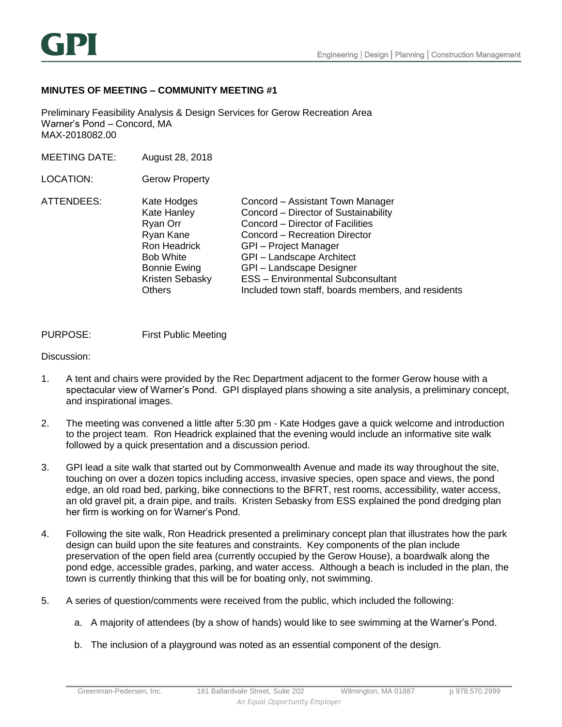GPI

Engineering | Design | Planning | Construction Management

**MINUTES OF MEETING – COMMUNITY MEETING #1**

Preliminary Feasibility Analysis & Design Services for Gerow Recreation Area
Warner's Pond – Concord, MA
MAX-2018082.00

MEETING DATE: August 28, 2018

LOCATION: Gerow Property

| ATTENDEES: | | |
|---|---|---|
| | Kate Hodges | Concord – Assistant Town Manager |
| | Kate Hanley | Concord – Director of Sustainability |
| | Ryan Orr | Concord – Director of Facilities |
| | Ryan Kane | Concord – Recreation Director |
| | Ron Headrick | GPI – Project Manager |
| | Bob White | GPI – Landscape Architect |
| | Bonnie Ewing | GPI – Landscape Designer |
| | Kristen Sebasky | ESS – Environmental Subconsultant |
| | Others | Included town staff, boards members, and residents |

PURPOSE: First Public Meeting

Discussion:

1. A tent and chairs were provided by the Rec Department adjacent to the former Gerow house with a spectacular view of Warner's Pond. GPI displayed plans showing a site analysis, a preliminary concept, and inspirational images.

2. The meeting was convened a little after 5:30 pm - Kate Hodges gave a quick welcome and introduction to the project team. Ron Headrick explained that the evening would include an informative site walk followed by a quick presentation and a discussion period.

3. GPI lead a site walk that started out by Commonwealth Avenue and made its way throughout the site, touching on over a dozen topics including access, invasive species, open space and views, the pond edge, an old road bed, parking, bike connections to the BFRT, rest rooms, accessibility, water access, an old gravel pit, a drain pipe, and trails. Kristen Sebasky from ESS explained the pond dredging plan her firm is working on for Warner's Pond.

4. Following the site walk, Ron Headrick presented a preliminary concept plan that illustrates how the park design can build upon the site features and constraints. Key components of the plan include preservation of the open field area (currently occupied by the Gerow House), a boardwalk along the pond edge, accessible grades, parking, and water access. Although a beach is included in the plan, the town is currently thinking that this will be for boating only, not swimming.

5. A series of question/comments were received from the public, which included the following:

    a. A majority of attendees (by a show of hands) would like to see swimming at the Warner's Pond.

    b. The inclusion of a playground was noted as an essential component of the design.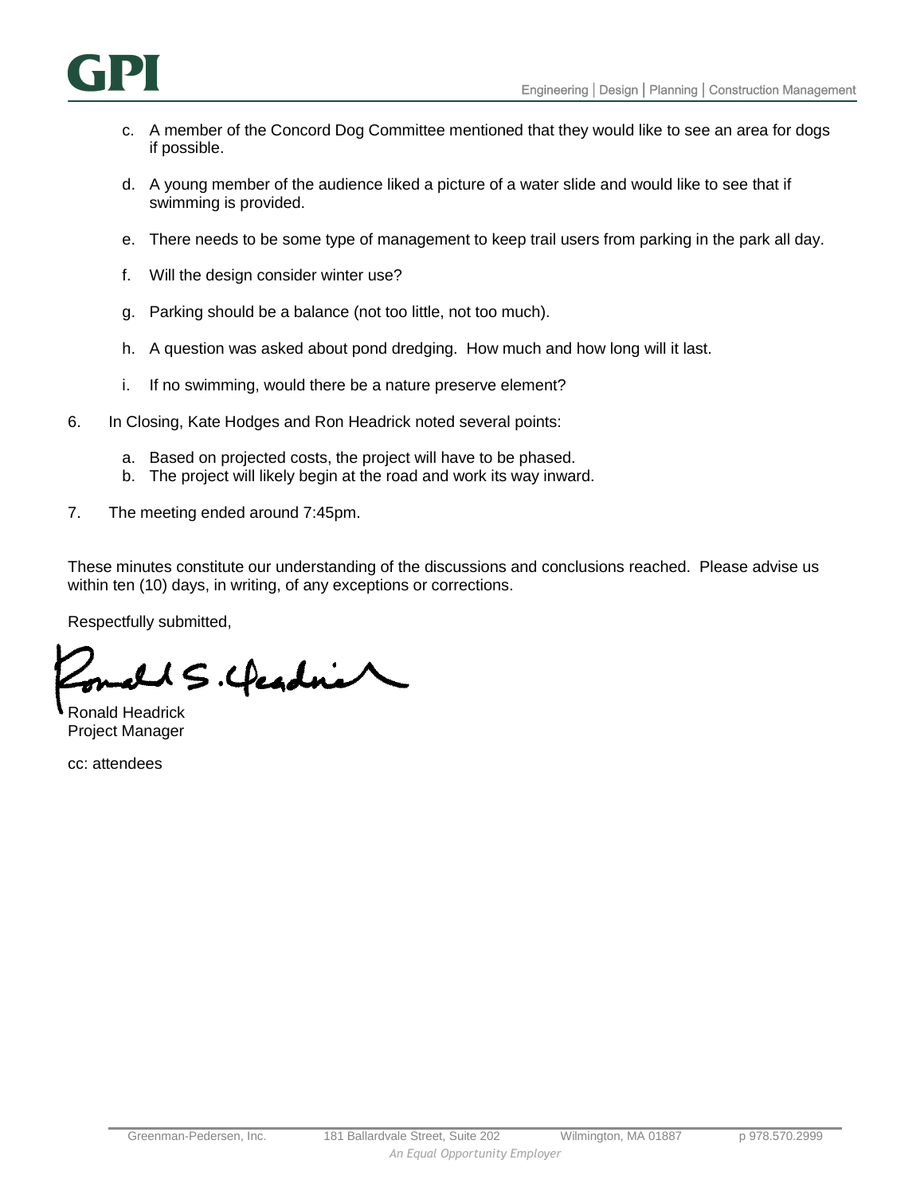c. A member of the Concord Dog Committee mentioned that they would like to see an area for dogs if possible.

d. A young member of the audience liked a picture of a water slide and would like to see that if swimming is provided.

e. There needs to be some type of management to keep trail users from parking in the park all day.

f. Will the design consider winter use?

g. Parking should be a balance (not too little, not too much).

h. A question was asked about pond dredging. How much and how long will it last.

i. If no swimming, would there be a nature preserve element?

6. In Closing, Kate Hodges and Ron Headrick noted several points:

   a. Based on projected costs, the project will have to be phased.
   b. The project will likely begin at the road and work its way inward.

7. The meeting ended around 7:45pm.

These minutes constitute our understanding of the discussions and conclusions reached. Please advise us within ten (10) days, in writing, of any exceptions or corrections.

Respectfully submitted,

Ronald Headrick
Project Manager

cc: attendees